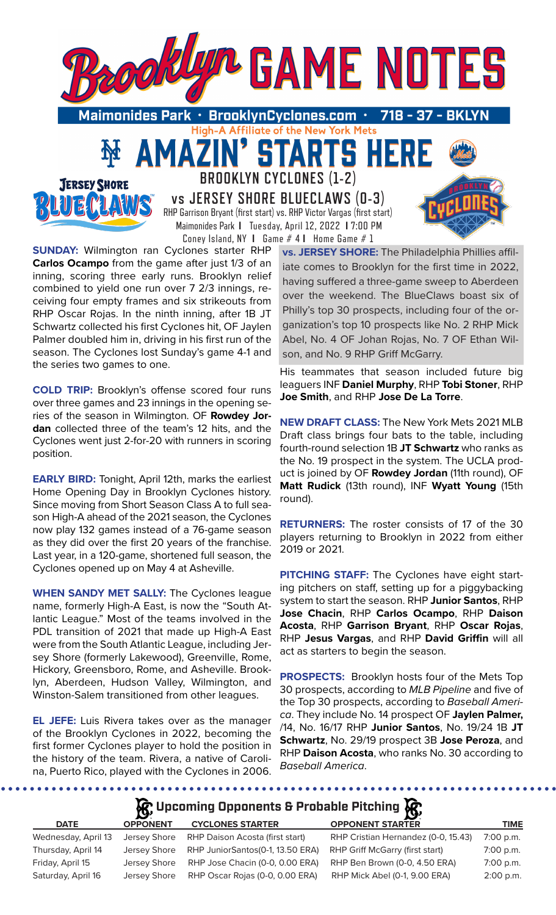# Brooklyn GAME NOTES

**Maimonides Park · BrooklynCyclones.com · 718 - 37 - BKLYN**

High-A Affiliate of the New York Mets

## AMAZIN' STARTS HERE

## BROOKLYN CYCLONES (1-2)
## vs JERSEY SHORE BLUECLAWS (0-3)

RHP Garrison Bryant (first start) vs. RHP Victor Vargas (first start)
Maimonides Park | Tuesday, April 12, 2022 | 7:00 PM
Coney Island, NY | Game # 4 | Home Game # 1

**SUNDAY:** Wilmington ran Cyclones starter RHP **Carlos Ocampo** from the game after just 1/3 of an inning, scoring three early runs. Brooklyn relief combined to yield one run over 7 2/3 innings, receiving four empty frames and six strikeouts from RHP Oscar Rojas. In the ninth inning, after 1B JT Schwartz collected his first Cyclones hit, OF Jaylen Palmer doubled him in, driving in his first run of the season. The Cyclones lost Sunday's game 4-1 and the series two games to one.

**COLD TRIP:** Brooklyn's offense scored four runs over three games and 23 innings in the opening series of the season in Wilmington. OF **Rowdey Jordan** collected three of the team's 12 hits, and the Cyclones went just 2-for-20 with runners in scoring position.

**EARLY BIRD:** Tonight, April 12th, marks the earliest Home Opening Day in Brooklyn Cyclones history. Since moving from Short Season Class A to full season High-A ahead of the 2021 season, the Cyclones now play 132 games instead of a 76-game season as they did over the first 20 years of the franchise. Last year, in a 120-game, shortened full season, the Cyclones opened up on May 4 at Asheville.

**WHEN SANDY MET SALLY:** The Cyclones league name, formerly High-A East, is now the "South Atlantic League." Most of the teams involved in the PDL transition of 2021 that made up High-A East were from the South Atlantic League, including Jersey Shore (formerly Lakewood), Greenville, Rome, Hickory, Greensboro, Rome, and Asheville. Brooklyn, Aberdeen, Hudson Valley, Wilmington, and Winston-Salem transitioned from other leagues.

**EL JEFE:** Luis Rivera takes over as the manager of the Brooklyn Cyclones in 2022, becoming the first former Cyclones player to hold the position in the history of the team. Rivera, a native of Carolina, Puerto Rico, played with the Cyclones in 2006. His teammates that season included future big leaguers INF **Daniel Murphy**, RHP **Tobi Stoner**, RHP **Joe Smith**, and RHP **Jose De La Torre**.

**vs. JERSEY SHORE:** The Philadelphia Phillies affiliate comes to Brooklyn for the first time in 2022, having suffered a three-game sweep to Aberdeen over the weekend. The BlueClaws boast six of Philly's top 30 prospects, including four of the organization's top 10 prospects like No. 2 RHP Mick Abel, No. 4 OF Johan Rojas, No. 7 OF Ethan Wilson, and No. 9 RHP Griff McGarry.

**NEW DRAFT CLASS:** The New York Mets 2021 MLB Draft class brings four bats to the table, including fourth-round selection 1B **JT Schwartz** who ranks as the No. 19 prospect in the system. The UCLA product is joined by OF **Rowdey Jordan** (11th round), OF **Matt Rudick** (13th round), INF **Wyatt Young** (15th round).

**RETURNERS:** The roster consists of 17 of the 30 players returning to Brooklyn in 2022 from either 2019 or 2021.

**PITCHING STAFF:** The Cyclones have eight starting pitchers on staff, setting up for a piggybacking system to start the season. RHP **Junior Santos**, RHP **Jose Chacin**, RHP **Carlos Ocampo**, RHP **Daison Acosta**, RHP **Garrison Bryant**, RHP **Oscar Rojas**, RHP **Jesus Vargas**, and RHP **David Griffin** will all act as starters to begin the season.

**PROSPECTS:** Brooklyn hosts four of the Mets Top 30 prospects, according to *MLB Pipeline* and five of the Top 30 prospects, according to *Baseball America*. They include No. 14 prospect OF **Jaylen Palmer,** /14, No. 16/17 RHP **Junior Santos**, No. 19/24 1B **JT Schwartz**, No. 29/19 prospect 3B **Jose Peroza**, and RHP **Daison Acosta**, who ranks No. 30 according to *Baseball America*.

## Upcoming Opponents & Probable Pitching

| DATE | OPPONENT | CYCLONES STARTER | OPPONENT STARTER | TIME |
|---|---|---|---|---|
| Wednesday, April 13 | Jersey Shore | RHP Daison Acosta (first start) | RHP Cristian Hernandez (0-0, 15.43) | 7:00 p.m. |
| Thursday, April 14 | Jersey Shore | RHP JuniorSantos(0-1, 13.50 ERA) | RHP Griff McGarry (first start) | 7:00 p.m. |
| Friday, April 15 | Jersey Shore | RHP Jose Chacin (0-0, 0.00 ERA) | RHP Ben Brown (0-0, 4.50 ERA) | 7:00 p.m. |
| Saturday, April 16 | Jersey Shore | RHP Oscar Rojas (0-0, 0.00 ERA) | RHP Mick Abel (0-1, 9.00 ERA) | 2:00 p.m. |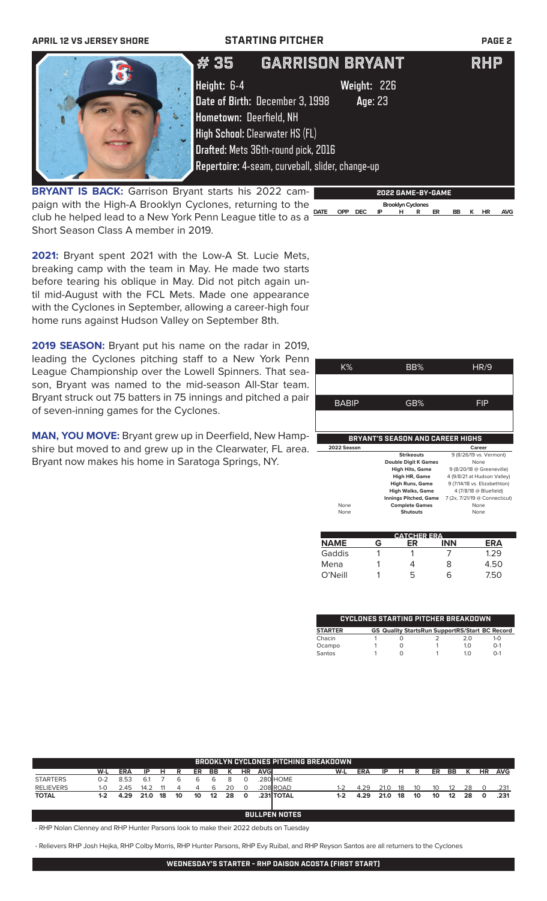## STARTING PITCHER

# #35 GARRISON BRYANT RHP

**Height:** 6-4 **Weight:** 226
**Date of Birth:** December 3, 1998 **Age:** 23
**Hometown:** Deerfield, NH
**High School:** Clearwater HS (FL)
**Drafted:** Mets 36th-round pick, 2016
**Repertoire:** 4-seam, curveball, slider, change-up

**BRYANT IS BACK:** Garrison Bryant starts his 2022 campaign with the High-A Brooklyn Cyclones, returning to the club he helped lead to a New York Penn League title to as a Short Season Class A member in 2019.

**2021:** Bryant spent 2021 with the Low-A St. Lucie Mets, breaking camp with the team in May. He made two starts before tearing his oblique in May. Did not pitch again until mid-August with the FCL Mets. Made one appearance with the Cyclones in September, allowing a career-high four home runs against Hudson Valley on September 8th.

**2019 SEASON:** Bryant put his name on the radar in 2019, leading the Cyclones pitching staff to a New York Penn League Championship over the Lowell Spinners. That season, Bryant was named to the mid-season All-Star team. Bryant struck out 75 batters in 75 innings and pitched a pair of seven-inning games for the Cyclones.

**MAN, YOU MOVE:** Bryant grew up in Deerfield, New Hampshire but moved to and grew up in the Clearwater, FL area. Bryant now makes his home in Saratoga Springs, NY.

### 2022 GAME-BY-GAME

Brooklyn Cyclones

| DATE | OPP | DEC | IP | H | R | ER | BB | K | HR | AVG |
|---|---|---|---|---|---|---|---|---|---|---|

| K% | BB% | HR/9 |
|---|---|---|
| | | |
| **BABIP** | **GB%** | **FIP** |
| | | |

### BRYANT'S SEASON AND CAREER HIGHS

| 2022 Season | | Career |
|---|---|---|
| | Strikeouts | 9 (8/26/19 vs. Vermont) |
| | Double Digit K Games | None |
| | High Hits, Game | 9 (8/20/18 @ Greeneville) |
| | High HR, Game | 4 (9/8/21 at Hudson Valley) |
| | High Runs, Game | 9 (7/14/18 vs. Elizabethton) |
| | High Walks, Game | 4 (7/8/18 @ Bluefield) |
| | Innings Pitched, Game | 7 (2x, 7/21/19 @ Connecticut) |
| None | Complete Games | None |
| None | Shutouts | None |

### CATCHER ERA

| NAME | G | ER | INN | ERA |
|---|---|---|---|---|
| Gaddis | 1 | 1 | 7 | 1.29 |
| Mena | 1 | 4 | 8 | 4.50 |
| O'Neill | 1 | 5 | 6 | 7.50 |

### CYCLONES STARTING PITCHER BREAKDOWN

| STARTER | GS | Quality Starts | Run Support | RS/Start | BC Record |
|---|---|---|---|---|---|
| Chacin | 1 | 0 | 2 | 2.0 | 1-0 |
| Ocampo | 1 | 0 | 1 | 1.0 | 0-1 |
| Santos | 1 | 0 | 1 | 1.0 | 0-1 |

### BROOKLYN CYCLONES PITCHING BREAKDOWN

| | W-L | ERA | IP | H | R | ER | BB | K | HR | AVG | | W-L | ERA | IP | H | R | ER | BB | K | HR | AVG |
|---|---|---|---|---|---|---|---|---|---|---|---|---|---|---|---|---|---|---|---|---|---|
| STARTERS | 0-2 | 8.53 | 6.1 | 7 | 6 | 6 | 6 | 8 | 0 | .280 | HOME | | | | | | | | | | |
| RELIEVERS | 1-0 | 2.45 | 14.2 | 11 | 4 | 4 | 6 | 20 | 0 | .208 | ROAD | 1-2 | 4.29 | 21.0 | 18 | 10 | 10 | 12 | 28 | 0 | .231 |
| TOTAL | 1-2 | 4.29 | 21.0 | 18 | 10 | 10 | 12 | 28 | 0 | .231 | TOTAL | 1-2 | 4.29 | 21.0 | 18 | 10 | 10 | 12 | 28 | 0 | .231 |

### BULLPEN NOTES

- RHP Nolan Clenney and RHP Hunter Parsons look to make their 2022 debuts on Tuesday

- Relievers RHP Josh Hejka, RHP Colby Morris, RHP Hunter Parsons, RHP Evy Ruibal, and RHP Reyson Santos are all returners to the Cyclones

### WEDNESDAY'S STARTER - RHP DAISON ACOSTA (FIRST START)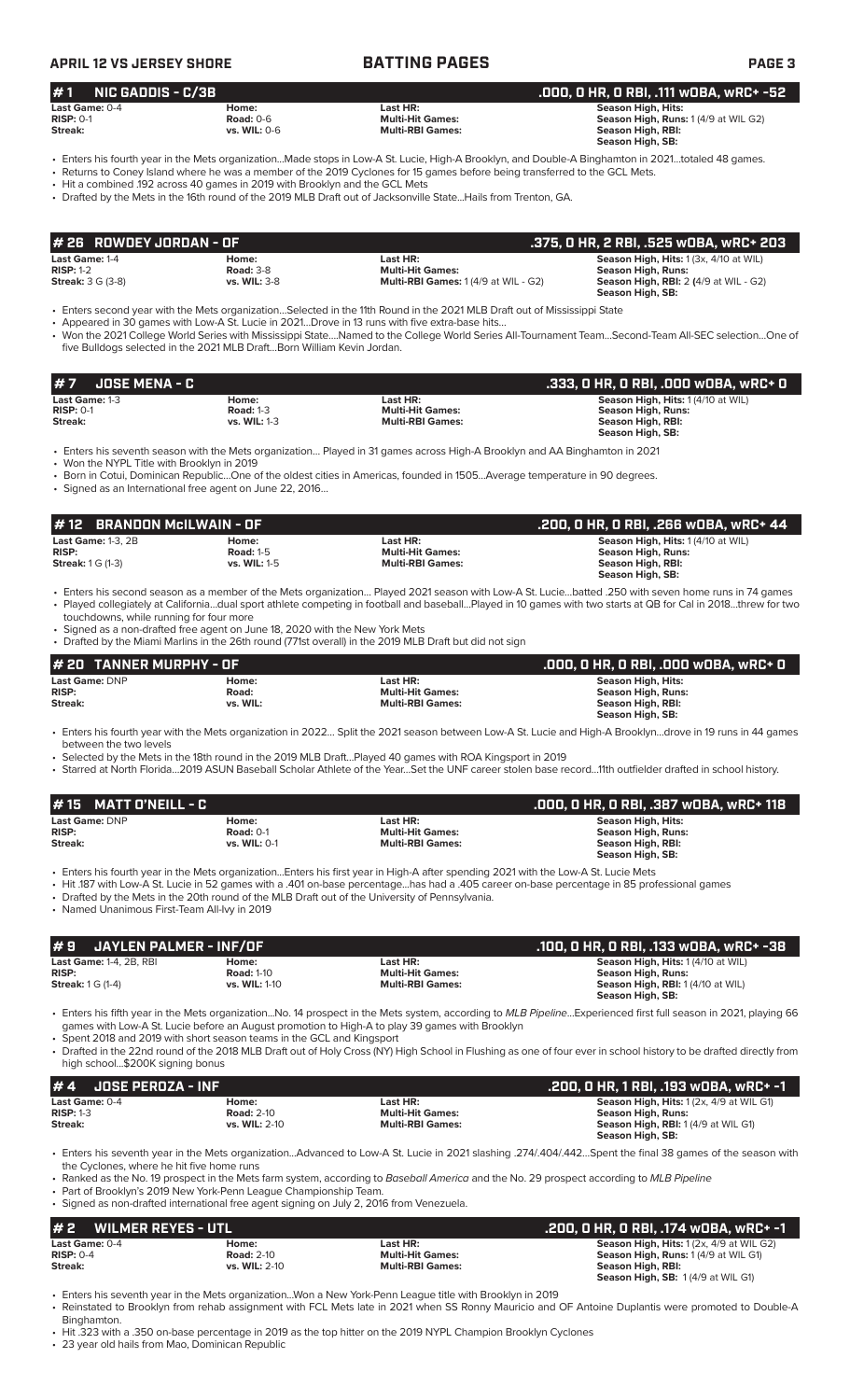## # 1 NIC GADDIS - C/3B

**.000, 0 HR, 0 RBI, .111 wOBA, wRC+ -52**

| | | | |
|---|---|---|---|
| **Last Game:** 0-4 | **Home:** | **Last HR:** | **Season High, Hits:** |
| **RISP:** 0-1 | **Road:** 0-6 | **Multi-Hit Games:** | **Season High, Runs:** 1 (4/9 at WIL G2) |
| **Streak:** | **vs. WIL:** 0-6 | **Multi-RBI Games:** | **Season High, RBI:** |
| | | | **Season High, SB:** |

- Enters his fourth year in the Mets organization...Made stops in Low-A St. Lucie, High-A Brooklyn, and Double-A Binghamton in 2021...totaled 48 games.
- Returns to Coney Island where he was a member of the 2019 Cyclones for 15 games before being transferred to the GCL Mets.
- Hit a combined .192 across 40 games in 2019 with Brooklyn and the GCL Mets
- Drafted by the Mets in the 16th round of the 2019 MLB Draft out of Jacksonville State...Hails from Trenton, GA.

## # 26 ROWDEY JORDAN - OF

**.375, 0 HR, 2 RBI, .525 wOBA, wRC+ 203**

| | | | |
|---|---|---|---|
| **Last Game:** 1-4 | **Home:** | **Last HR:** | **Season High, Hits:** 1 (3x, 4/10 at WIL) |
| **RISP:** 1-2 | **Road:** 3-8 | **Multi-Hit Games:** | **Season High, Runs:** |
| **Streak:** 3 G (3-8) | **vs. WIL:** 3-8 | **Multi-RBI Games:** 1 (4/9 at WIL - G2) | **Season High, RBI:** 2 (4/9 at WIL - G2) |
| | | | **Season High, SB:** |

- Enters second year with the Mets organization...Selected in the 11th Round in the 2021 MLB Draft out of Mississippi State
- Appeared in 30 games with Low-A St. Lucie in 2021...Drove in 13 runs with five extra-base hits...
- Won the 2021 College World Series with Mississippi State....Named to the College World Series All-Tournament Team...Second-Team All-SEC selection...One of five Bulldogs selected in the 2021 MLB Draft...Born William Kevin Jordan.

## # 7 JOSE MENA - C

**.333, 0 HR, 0 RBI, .000 wOBA, wRC+ 0**

| | | | |
|---|---|---|---|
| **Last Game:** 1-3 | **Home:** | **Last HR:** | **Season High, Hits:** 1 (4/10 at WIL) |
| **RISP:** 0-1 | **Road:** 1-3 | **Multi-Hit Games:** | **Season High, Runs:** |
| **Streak:** | **vs. WIL:** 1-3 | **Multi-RBI Games:** | **Season High, RBI:** |
| | | | **Season High, SB:** |

- Enters his seventh season with the Mets organization... Played in 31 games across High-A Brooklyn and AA Binghamton in 2021
- Won the NYPL Title with Brooklyn in 2019
- Born in Cotui, Dominican Republic...One of the oldest cities in Americas, founded in 1505...Average temperature in 90 degrees.
- Signed as an International free agent on June 22, 2016...

## # 12 BRANDON McILWAIN - OF

**.200, 0 HR, 0 RBI, .266 wOBA, wRC+ 44**

| | | | |
|---|---|---|---|
| **Last Game:** 1-3, 2B | **Home:** | **Last HR:** | **Season High, Hits:** 1 (4/10 at WIL) |
| **RISP:** | **Road:** 1-5 | **Multi-Hit Games:** | **Season High, Runs:** |
| **Streak:** 1 G (1-3) | **vs. WIL:** 1-5 | **Multi-RBI Games:** | **Season High, RBI:** |
| | | | **Season High, SB:** |

- Enters his second season as a member of the Mets organization... Played 2021 season with Low-A St. Lucie...batted .250 with seven home runs in 74 games
- Played collegiately at California...dual sport athlete competing in football and baseball...Played in 10 games with two starts at QB for Cal in 2018...threw for two touchdowns, while running for four more
- Signed as a non-drafted free agent on June 18, 2020 with the New York Mets
- Drafted by the Miami Marlins in the 26th round (771st overall) in the 2019 MLB Draft but did not sign

## # 20 TANNER MURPHY - OF

**.000, 0 HR, 0 RBI, .000 wOBA, wRC+ 0**

| | | | |
|---|---|---|---|
| **Last Game:** DNP | **Home:** | **Last HR:** | **Season High, Hits:** |
| **RISP:** | **Road:** | **Multi-Hit Games:** | **Season High, Runs:** |
| **Streak:** | **vs. WIL:** | **Multi-RBI Games:** | **Season High, RBI:** |
| | | | **Season High, SB:** |

- Enters his fourth year with the Mets organization in 2022... Split the 2021 season between Low-A St. Lucie and High-A Brooklyn...drove in 19 runs in 44 games between the two levels
- Selected by the Mets in the 18th round in the 2019 MLB Draft...Played 40 games with ROA Kingsport in 2019
- Starred at North Florida...2019 ASUN Baseball Scholar Athlete of the Year...Set the UNF career stolen base record...11th outfielder drafted in school history.

## # 15 MATT O'NEILL - C

**.000, 0 HR, 0 RBI, .387 wOBA, wRC+ 118**

| | | | |
|---|---|---|---|
| **Last Game:** DNP | **Home:** | **Last HR:** | **Season High, Hits:** |
| **RISP:** | **Road:** 0-1 | **Multi-Hit Games:** | **Season High, Runs:** |
| **Streak:** | **vs. WIL:** 0-1 | **Multi-RBI Games:** | **Season High, RBI:** |
| | | | **Season High, SB:** |

- Enters his fourth year in the Mets organization...Enters his first year in High-A after spending 2021 with the Low-A St. Lucie Mets
- Hit .187 with Low-A St. Lucie in 52 games with a .401 on-base percentage...has had a .405 career on-base percentage in 85 professional games
- Drafted by the Mets in the 20th round of the MLB Draft out of the University of Pennsylvania.
- Named Unanimous First-Team All-Ivy in 2019

## # 9 JAYLEN PALMER - INF/OF

**.100, 0 HR, 0 RBI, .133 wOBA, wRC+ -38**

| | | | |
|---|---|---|---|
| **Last Game:** 1-4, 2B, RBI | **Home:** | **Last HR:** | **Season High, Hits:** 1 (4/10 at WIL) |
| **RISP:** | **Road:** 1-10 | **Multi-Hit Games:** | **Season High, Runs:** |
| **Streak:** 1 G (1-4) | **vs. WIL:** 1-10 | **Multi-RBI Games:** | **Season High, RBI:** 1 (4/10 at WIL) |
| | | | **Season High, SB:** |

- Enters his fifth year in the Mets organization...No. 14 prospect in the Mets system, according to *MLB Pipeline*...Experienced first full season in 2021, playing 66 games with Low-A St. Lucie before an August promotion to High-A to play 39 games with Brooklyn
- Spent 2018 and 2019 with short season teams in the GCL and Kingsport
- Drafted in the 22nd round of the 2018 MLB Draft of Holy Cross (NY) High School in Flushing as one of four ever in school history to be drafted directly from high school...$200K signing bonus

## # 4 JOSE PEROZA - INF

**.200, 0 HR, 1 RBI, .193 wOBA, wRC+ -1**

| | | | |
|---|---|---|---|
| **Last Game:** 0-4 | **Home:** | **Last HR:** | **Season High, Hits:** 1 (2x, 4/9 at WIL G1) |
| **RISP:** 1-3 | **Road:** 2-10 | **Multi-Hit Games:** | **Season High, Runs:** |
| **Streak:** | **vs. WIL:** 2-10 | **Multi-RBI Games:** | **Season High, RBI:** 1 (4/9 at WIL G1) |
| | | | **Season High, SB:** |

- Enters his seventh year in the Mets organization...Advanced to Low-A St. Lucie in 2021 slashing .274/.404/.442...Spent the final 38 games of the season with the Cyclones, where he hit five home runs
- Ranked as the No. 19 prospect in the Mets farm system, according to *Baseball America* and the No. 29 prospect according to *MLB Pipeline*
- Part of Brooklyn's 2019 New York-Penn League Championship Team.
- Signed as non-drafted international free agent signing on July 2, 2016 from Venezuela.

## # 2 WILMER REYES - UTL

**.200, 0 HR, 0 RBI, .174 wOBA, wRC+ -1**

| | | | |
|---|---|---|---|
| **Last Game:** 0-4 | **Home:** | **Last HR:** | **Season High, Hits:** 1 (2x, 4/9 at WIL G2) |
| **RISP:** 0-4 | **Road:** 2-10 | **Multi-Hit Games:** | **Season High, Runs:** 1 (4/9 at WIL G1) |
| **Streak:** | **vs. WIL:** 2-10 | **Multi-RBI Games:** | **Season High, RBI:** |
| | | | **Season High, SB:** 1 (4/9 at WIL G1) |

- Enters his seventh year in the Mets organization...Won a New York-Penn League title with Brooklyn in 2019
- Reinstated to Brooklyn from rehab assignment with FCL Mets late in 2021 when SS Ronny Mauricio and OF Antoine Duplantis were promoted to Double-A Binghamton.
- Hit .323 with a .350 on-base percentage in 2019 as the top hitter on the 2019 NYPL Champion Brooklyn Cyclones
- 23 year old hails from Mao, Dominican Republic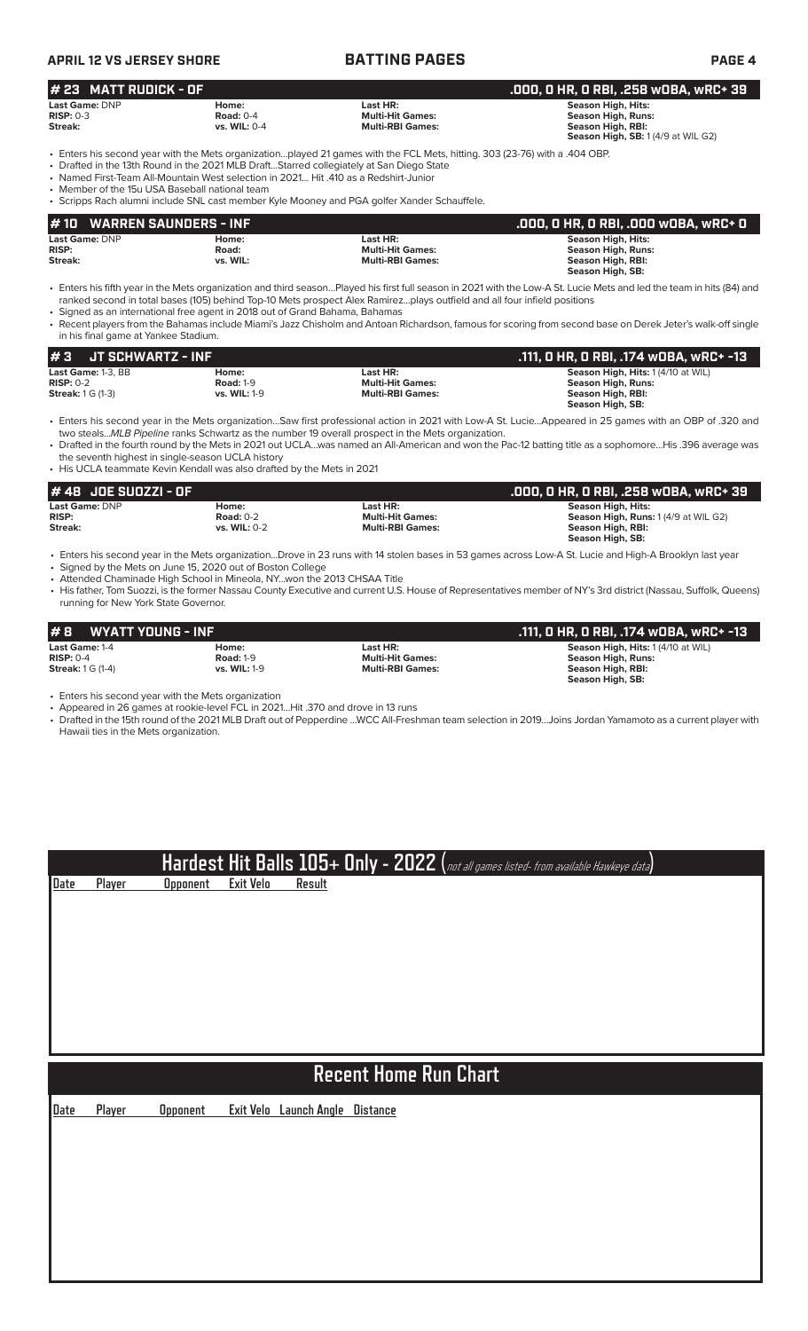## # 23 MATT RUDICK - OF
**.000, 0 HR, 0 RBI, .258 wOBA, wRC+ 39**

| | | | |
|---|---|---|---|
| **Last Game:** DNP | **Home:** | **Last HR:** | **Season High, Hits:** |
| **RISP:** 0-3 | **Road:** 0-4 | **Multi-Hit Games:** | **Season High, Runs:** |
| **Streak:** | **vs. WIL:** 0-4 | **Multi-RBI Games:** | **Season High, RBI:** |
| | | | **Season High, SB:** 1 (4/9 at WIL G2) |

- Enters his second year with the Mets organization...played 21 games with the FCL Mets, hitting. 303 (23-76) with a .404 OBP.
- Drafted in the 13th Round in the 2021 MLB Draft...Starred collegiately at San Diego State
- Named First-Team All-Mountain West selection in 2021... Hit .410 as a Redshirt-Junior
- Member of the 15u USA Baseball national team
- Scripps Rach alumni include SNL cast member Kyle Mooney and PGA golfer Xander Schauffele.

## # 10 WARREN SAUNDERS - INF
**.000, 0 HR, 0 RBI, .000 wOBA, wRC+ 0**

| | | | |
|---|---|---|---|
| **Last Game:** DNP | **Home:** | **Last HR:** | **Season High, Hits:** |
| **RISP:** | **Road:** | **Multi-Hit Games:** | **Season High, Runs:** |
| **Streak:** | **vs. WIL:** | **Multi-RBI Games:** | **Season High, RBI:** |
| | | | **Season High, SB:** |

- Enters his fifth year in the Mets organization and third season...Played his first full season in 2021 with the Low-A St. Lucie Mets and led the team in hits (84) and ranked second in total bases (105) behind Top-10 Mets prospect Alex Ramirez...plays outfield and all four infield positions
- Signed as an international free agent in 2018 out of Grand Bahama, Bahamas
- Recent players from the Bahamas include Miami's Jazz Chisholm and Antoan Richardson, famous for scoring from second base on Derek Jeter's walk-off single in his final game at Yankee Stadium.

## # 3 JT SCHWARTZ - INF
**.111, 0 HR, 0 RBI, .174 wOBA, wRC+ -13**

| | | | |
|---|---|---|---|
| **Last Game:** 1-3, BB | **Home:** | **Last HR:** | **Season High, Hits:** 1 (4/10 at WIL) |
| **RISP:** 0-2 | **Road:** 1-9 | **Multi-Hit Games:** | **Season High, Runs:** |
| **Streak:** 1 G (1-3) | **vs. WIL:** 1-9 | **Multi-RBI Games:** | **Season High, RBI:** |
| | | | **Season High, SB:** |

- Enters his second year in the Mets organization...Saw first professional action in 2021 with Low-A St. Lucie...Appeared in 25 games with an OBP of .320 and two steals...*MLB Pipeline* ranks Schwartz as the number 19 overall prospect in the Mets organization.
- Drafted in the fourth round by the Mets in 2021 out UCLA...was named an All-American and won the Pac-12 batting title as a sophomore...His .396 average was the seventh highest in single-season UCLA history
- His UCLA teammate Kevin Kendall was also drafted by the Mets in 2021

## # 48 JOE SUOZZI - OF
**.000, 0 HR, 0 RBI, .258 wOBA, wRC+ 39**

| | | | |
|---|---|---|---|
| **Last Game:** DNP | **Home:** | **Last HR:** | **Season High, Hits:** |
| **RISP:** | **Road:** 0-2 | **Multi-Hit Games:** | **Season High, Runs:** 1 (4/9 at WIL G2) |
| **Streak:** | **vs. WIL:** 0-2 | **Multi-RBI Games:** | **Season High, RBI:** |
| | | | **Season High, SB:** |

- Enters his second year in the Mets organization...Drove in 23 runs with 14 stolen bases in 53 games across Low-A St. Lucie and High-A Brooklyn last year
- Signed by the Mets on June 15, 2020 out of Boston College
- Attended Chaminade High School in Mineola, NY...won the 2013 CHSAA Title
- His father, Tom Suozzi, is the former Nassau County Executive and current U.S. House of Representatives member of NY's 3rd district (Nassau, Suffolk, Queens) running for New York State Governor.

## # 8 WYATT YOUNG - INF
**.111, 0 HR, 0 RBI, .174 wOBA, wRC+ -13**

| | | | |
|---|---|---|---|
| **Last Game:** 1-4 | **Home:** | **Last HR:** | **Season High, Hits:** 1 (4/10 at WIL) |
| **RISP:** 0-4 | **Road:** 1-9 | **Multi-Hit Games:** | **Season High, Runs:** |
| **Streak:** 1 G (1-4) | **vs. WIL:** 1-9 | **Multi-RBI Games:** | **Season High, RBI:** |
| | | | **Season High, SB:** |

- Enters his second year with the Mets organization
- Appeared in 26 games at rookie-level FCL in 2021...Hit .370 and drove in 13 runs
- Drafted in the 15th round of the 2021 MLB Draft out of Pepperdine ...WCC All-Freshman team selection in 2019...Joins Jordan Yamamoto as a current player with Hawaii ties in the Mets organization.

## Hardest Hit Balls 105+ Only - 2022 (*not all games listed- from available Hawkeye data*)

| Date | Player | Opponent | Exit Velo | Result |
|---|---|---|---|---|

## Recent Home Run Chart

| Date | Player | Opponent | Exit Velo | Launch Angle | Distance |
|---|---|---|---|---|---|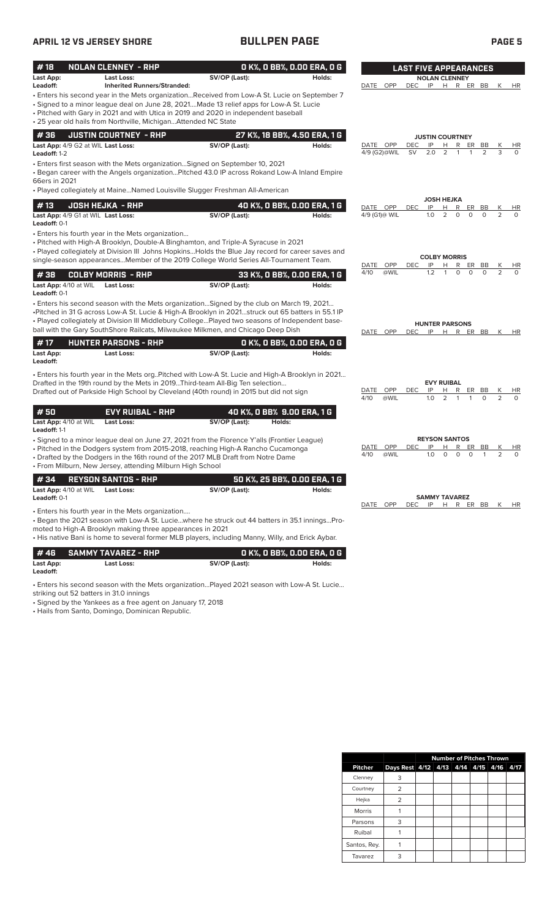## APRIL 12 VS JERSEY SHORE — BULLPEN PAGE

### #18 NOLAN CLENNEY - RHP — 0 K%, 0 BB%, 0.00 ERA, 0 G

**Last App:** **Last Loss:** **SV/OP (Last):** **Holds:**
**Leadoff:** **Inherited Runners/Stranded:**

- Enters his second year in the Mets organization...Received from Low-A St. Lucie on September 7
- Signed to a minor league deal on June 28, 2021....Made 13 relief apps for Low-A St. Lucie
- Pitched with Gary in 2021 and with Utica in 2019 and 2020 in independent baseball
- 25 year old hails from Northville, Michigan...Attended NC State

### #36 JUSTIN COURTNEY - RHP — 27 K%, 18 BB%, 4.50 ERA, 1 G

**Last App:** 4/9 G2 at WIL **Last Loss:** **SV/OP (Last):** **Holds:**
**Leadoff:** 1-2

- Enters first season with the Mets organization...Signed on September 10, 2021
- Began career with the Angels organization...Pitched 43.0 IP across Rokand Low-A Inland Empire 66ers in 2021
- Played collegiately at Maine...Named Louisville Slugger Freshman All-American

### #13 JOSH HEJKA - RHP — 40 K%, 0 BB%, 0.00 ERA, 1 G

**Last App:** 4/9 G1 at WIL **Last Loss:** **SV/OP (Last):** **Holds:**
**Leadoff:** 0-1

- Enters his fourth year in the Mets organization...
- Pitched with High-A Brooklyn, Double-A Binghamton, and Triple-A Syracuse in 2021
- Played collegiately at Division III Johns Hopkins...Holds the Blue Jay record for career saves and single-season appearances...Member of the 2019 College World Series All-Tournament Team.

### #38 COLBY MORRIS - RHP — 33 K%, 0 BB%, 0.00 ERA, 1 G

**Last App:** 4/10 at WIL **Last Loss:** **SV/OP (Last):** **Holds:**
**Leadoff:** 0-1

- Enters his second season with the Mets organization...Signed by the club on March 19, 2021...
- Pitched in 31 G across Low-A St. Lucie & High-A Brooklyn in 2021...struck out 65 batters in 55.1 IP
- Played collegiately at Division III Middlebury College...Played two seasons of Independent baseball with the Gary SouthShore Railcats, Milwaukee Milkmen, and Chicago Deep Dish

### #17 HUNTER PARSONS - RHP — 0 K%, 0 BB%, 0.00 ERA, 0 G

**Last App:** **Last Loss:** **SV/OP (Last):** **Holds:**
**Leadoff:**

- Enters his fourth year in the Mets org..Pitched with Low-A St. Lucie and High-A Brooklyn in 2021...
Drafted in the 19th round by the Mets in 2019...Third-team All-Big Ten selection...
Drafted out of Parkside High School by Cleveland (40th round) in 2015 but did not sign

### #50 EVY RUIBAL - RHP — 40 K%, 0 BB% 9.00 ERA, 1 G

**Last App:** 4/10 at WIL **Last Loss:** **SV/OP (Last):** **Holds:**
**Leadoff:** 1-1

- Signed to a minor league deal on June 27, 2021 from the Florence Y'alls (Frontier League)
- Pitched in the Dodgers system from 2015-2018, reaching High-A Rancho Cucamonga
- Drafted by the Dodgers in the 16th round of the 2017 MLB Draft from Notre Dame
- From Milburn, New Jersey, attending Milburn High School

### #34 REYSON SANTOS - RHP — 50 K%, 25 BB%, 0.00 ERA, 1 G

**Last App:** 4/10 at WIL **Last Loss:** **SV/OP (Last):** **Holds:**
**Leadoff:** 0-1

- Enters his fourth year in the Mets organization....
- Began the 2021 season with Low-A St. Lucie...where he struck out 44 batters in 35.1 innings...Promoted to High-A Brooklyn making three appearances in 2021
- His native Bani is home to several former MLB players, including Manny, Willy, and Erick Aybar.

### #46 SAMMY TAVAREZ - RHP — 0 K%, 0 BB%, 0.00 ERA, 0 G

**Last App:** **Last Loss:** **SV/OP (Last):** **Holds:**
**Leadoff:**

- Enters his second season with the Mets organization...Played 2021 season with Low-A St. Lucie... striking out 52 batters in 31.0 innings
- Signed by the Yankees as a free agent on January 17, 2018
- Hails from Santo, Domingo, Dominican Republic.

## LAST FIVE APPEARANCES

**NOLAN CLENNEY**

| DATE | OPP | DEC | IP | H | R | ER | BB | K | HR |
|---|---|---|---|---|---|---|---|---|---|

**JUSTIN COURTNEY**

| DATE | OPP | DEC | IP | H | R | ER | BB | K | HR |
|---|---|---|---|---|---|---|---|---|---|
| 4/9 (G2) | @WIL | SV | 2.0 | 2 | 1 | 1 | 2 | 3 | 0 |

**JOSH HEJKA**

| DATE | OPP | DEC | IP | H | R | ER | BB | K | HR |
|---|---|---|---|---|---|---|---|---|---|
| 4/9 (G1) | @ WIL | | 1.0 | 2 | 0 | 0 | 0 | 2 | 0 |

**COLBY MORRIS**

| DATE | OPP | DEC | IP | H | R | ER | BB | K | HR |
|---|---|---|---|---|---|---|---|---|---|
| 4/10 | @WIL | | 1.2 | 1 | 0 | 0 | 0 | 2 | 0 |

**HUNTER PARSONS**

| DATE | OPP | DEC | IP | H | R | ER | BB | K | HR |
|---|---|---|---|---|---|---|---|---|---|

**EVY RUIBAL**

| DATE | OPP | DEC | IP | H | R | ER | BB | K | HR |
|---|---|---|---|---|---|---|---|---|---|
| 4/10 | @WIL | | 1.0 | 2 | 1 | 1 | 0 | 2 | 0 |

**REYSON SANTOS**

| DATE | OPP | DEC | IP | H | R | ER | BB | K | HR |
|---|---|---|---|---|---|---|---|---|---|
| 4/10 | @WIL | | 1.0 | 0 | 0 | 0 | 1 | 2 | 0 |

**SAMMY TAVAREZ**

| DATE | OPP | DEC | IP | H | R | ER | BB | K | HR |
|---|---|---|---|---|---|---|---|---|---|

## Number of Pitches Thrown

| Pitcher | Days Rest | 4/12 | 4/13 | 4/14 | 4/15 | 4/16 | 4/17 |
|---|---|---|---|---|---|---|---|
| Clenney | 3 | | | | | | |
| Courtney | 2 | | | | | | |
| Hejka | 2 | | | | | | |
| Morris | 1 | | | | | | |
| Parsons | 3 | | | | | | |
| Ruibal | 1 | | | | | | |
| Santos, Rey. | 1 | | | | | | |
| Tavarez | 3 | | | | | | |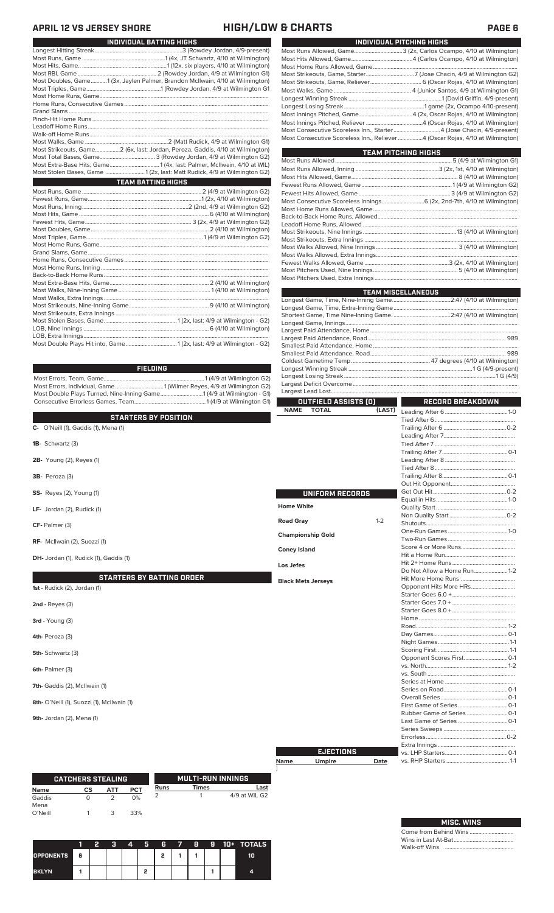# APRIL 12 VS JERSEY SHORE — HIGH/LOW & CHARTS

## INDIVIDUAL BATTING HIGHS

| | |
|---|---|
| Longest Hitting Streak | 3 (Rowdey Jordan, 4/9-present) |
| Most Runs, Game | 1 (4x, JT Schwartz, 4/10 at Wilmington) |
| Most Hits, Game | 1 (12x, six players, 4/10 at Wilmington) |
| Most RBI, Game | 2 (Rowdey Jordan, 4/9 at Wilmington G1) |
| Most Doubles, Game | 1 (3x, Jaylen Palmer, Brandon McIlwain, 4/10 at Wilmington) |
| Most Triples, Game | 1 (Rowdey Jordan, 4/9 at Wilmington G1 |
| Most Home Runs, Game | |
| Home Runs, Consecutive Games | |
| Grand Slams | |
| Pinch-Hit Home Runs | |
| Leadoff Home Runs | |
| Walk-off Home Runs | |
| Most Walks, Game | 2 (Matt Rudick, 4/9 at Wilmington G1) |
| Most Strikeouts, Game | 2 (6x, last: Jordan, Peroza, Gaddis, 4/10 at Wilmington) |
| Most Total Bases, Game | 3 (Rowdey Jordan, 4/9 at Wilmington G2) |
| Most Extra-Base Hits, Game | 1 (4x, last: Palmer, McIlwain, 4/10 at WIL) |
| Most Stolen Bases, Game | 1 (2x, last: Matt Rudick, 4/9 at Wilmington G2) |

## TEAM BATTING HIGHS

| | |
|---|---|
| Most Runs, Game | 2 (4/9 at Wilmington G2) |
| Fewest Runs, Game | 1 (2x, 4/10 at Wilmington) |
| Most Runs, Inning | 2 (2nd, 4/9 at Wilmington G2) |
| Most Hits, Game | 6 (4/10 at Wilmington) |
| Fewest Hits, Game | 3 (2x, 4/9 at Wilmington G2) |
| Most Doubles, Game | 2 (4/10 at Wilmington) |
| Most Triples, Game | 1 (4/9 at Wilmington G2) |
| Most Home Runs, Game | |
| Grand Slams, Game | |
| Home Runs, Consecutive Games | |
| Most Home Runs, Inning | |
| Back-to-Back Home Runs | |
| Most Extra-Base Hits, Game | 2 (4/10 at Wilmington) |
| Most Walks, Nine-Inning Game | 1 (4/10 at Wilmington) |
| Most Walks, Extra Innings | |
| Most Strikeouts, Nine-Inning Game | 9 (4/10 at Wilmington) |
| Most Strikeouts, Extra Innings | |
| Most Stolen Bases, Game | 1 (2x, last: 4/9 at Wilmington - G2) |
| LOB, Nine Innings | 6 (4/10 at Wilmington) |
| LOB, Extra Innings | |
| Most Double Plays Hit into, Game | 1 (2x, last: 4/9 at Wilmington - G2) |

## FIELDING

| | |
|---|---|
| Most Errors, Team, Game | 1 (4/9 at Wilmington G2) |
| Most Errors, Individual, Game | 1 (Wilmer Reyes, 4/9 at Wilmington G2) |
| Most Double Plays Turned, Nine-Inning Game | 1 (4/9 at Wilmington - G1) |
| Consecutive Errorless Games, Team | 1 (4/9 at Wilmington G1) |

## STARTERS BY POSITION

**C-** O'Neill (1), Gaddis (1), Mena (1)

**1B-** Schwartz (3)

**2B-** Young (2), Reyes (1)

**3B-** Peroza (3)

**SS-** Reyes (2), Young (1)

**LF-** Jordan (2), Rudick (1)

**CF-** Palmer (3)

**RF-** McIlwain (2), Suozzi (1)

**DH-** Jordan (1), Rudick (1), Gaddis (1)

## STARTERS BY BATTING ORDER

**1st -** Rudick (2), Jordan (1)

**2nd -** Reyes (3)

**3rd -** Young (3)

**4th-** Peroza (3)

**5th-** Schwartz (3)

**6th-** Palmer (3)

**7th-** Gaddis (2), McIlwain (1)

**8th-** O'Neill (1), Suozzi (1), McIlwain (1)

**9th-** Jordan (2), Mena (1)

## CATCHERS STEALING

| Name | CS | ATT | PCT |
|---|---|---|---|
| Gaddis | 0 | 2 | 0% |
| Mena | | | |
| O'Neill | 1 | 3 | 33% |

## MULTI-RUN INNINGS

| Runs | Times | Last |
|---|---|---|
| 2 | 1 | 4/9 at WIL G2 |

| | 1 | 2 | 3 | 4 | 5 | 6 | 7 | 8 | 9 | 10+ | TOTALS |
|---|---|---|---|---|---|---|---|---|---|---|---|
| OPPONENTS | 6 | | | | | 2 | 1 | 1 | | | 10 |
| BKLYN | 1 | | | | 2 | | | | 1 | | 4 |

## INDIVIDUAL PITCHING HIGHS

| | |
|---|---|
| Most Runs Allowed, Game | 3 (2x, Carlos Ocampo, 4/10 at Wilmington) |
| Most Hits Allowed, Game | 4 (Carlos Ocampo, 4/10 at Wilmington) |
| Most Home Runs Allowed, Game | |
| Most Strikeouts, Game, Starter | 7 (Jose Chacin, 4/9 at Wilmington G2) |
| Most Strikeouts, Game, Reliever | 6 (Oscar Rojas, 4/10 at Wilmington) |
| Most Walks, Game | 4 (Junior Santos, 4/9 at Wilmington G1) |
| Longest Winning Streak | 1 (David Griffin, 4/9-present) |
| Longest Losing Streak | 1 game (2x, Ocampo 4/10-present) |
| Most Innings Pitched, Game | 4 (2x, Oscar Rojas, 4/10 at Wilmington) |
| Most Innings Pitched, Reliever | 4 (Oscar Rojas, 4/10 at Wilmington) |
| Most Consecutive Scoreless Inn., Starter | 4 (Jose Chacin, 4/9-present) |
| Most Consecutive Scoreless Inn., Reliever | 4 (Oscar Rojas, 4/10 at Wilmington) |

## TEAM PITCHING HIGHS

| | |
|---|---|
| Most Runs Allowed | 5 (4/9 at Wilmington G1) |
| Most Runs Allowed, Inning | 3 (2x, 1st, 4/10 at Wilmington) |
| Most Hits Allowed, Game | 8 (4/10 at Wilmington) |
| Fewest Runs Allowed, Game | 1 (4/9 at Wilmington G2) |
| Fewest Hits Allowed, Game | 3 (4/9 at Wilmington G2) |
| Most Consecutive Scoreless Innings | 6 (2x, 2nd-7th, 4/10 at Wilmington) |
| Most Home Runs Allowed, Game | |
| Back-to-Back Home Runs, Allowed | |
| Leadoff Home Runs, Allowed | |
| Most Strikeouts, Nine Innings | 13 (4/10 at Wilmington) |
| Most Strikeouts, Extra Innings | |
| Most Walks Allowed, Nine Innings | 3 (4/10 at Wilmington) |
| Most Walks Allowed, Extra Innings | |
| Fewest Walks Allowed, Game | 3 (2x, 4/10 at Wilmington) |
| Most Pitchers Used, Nine Innings | 5 (4/10 at Wilmington) |
| Most Pitchers Used, Extra Innings | |

## TEAM MISCELLANEOUS

| | |
|---|---|
| Longest Game, Time, Nine-Inning Game | 2:47 (4/10 at Wilmington) |
| Longest Game, Time, Extra-Inning Game | |
| Shortest Game, Time Nine-Inning Game. | 2:47 (4/10 at Wilmington) |
| Longest Game, Innings | |
| Largest Paid Attendance, Home | |
| Largest Paid Attendance, Road | 989 |
| Smallest Paid Attendance, Home | |
| Smallest Paid Attendance, Road | 989 |
| Coldest Gametime Temp. | 47 degrees (4/10 at Wilmington) |
| Longest Winning Streak | 1 G (4/9-present) |
| Longest Losing Streak | 1 G (4/9) |
| Largest Deficit Overcome | |
| Largest Lead Lost | |

## OUTFIELD ASSISTS (0)

| NAME | TOTAL | (LAST) |
|---|---|---|

## UNIFORM RECORDS

| | |
|---|---|
| Home White | |
| Road Gray | 1-2 |
| Championship Gold | |
| Coney Island | |
| Los Jefes | |
| Black Mets Jerseys | |

## EJECTIONS

| Name | Umpire | Date |
|---|---|---|

## RECORD BREAKDOWN

| | |
|---|---|
| Leading After 6 | 1-0 |
| Tied After 6 | |
| Trailing After 6 | 0-2 |
| Leading After 7 | |
| Tied After 7 | |
| Trailing After 7 | 0-1 |
| Leading After 8 | |
| Tied After 8 | |
| Trailing After 8 | 0-1 |
| Out Hit Opponent | |
| Get Out Hit | 0-2 |
| Equal in Hits | 1-0 |
| Quality Start | |
| Non Quality Start | 0-2 |
| Shutouts | |
| One-Run Games | 1-0 |
| Two-Run Games | |
| Score 4 or More Runs | |
| Hit a Home Run | |
| Hit 2+ Home Runs | |
| Do Not Allow a Home Run | 1-2 |
| Hit More Home Runs | |
| Opponent Hits More HRs | |
| Starter Goes 6.0 + | |
| Starter Goes 7.0 + | |
| Starter Goes 8.0 + | |
| Home | |
| Road | 1-2 |
| Day Games | 0-1 |
| Night Games | 1-1 |
| Scoring First | 1-1 |
| Opponent Scores First | 0-1 |
| vs. North | 1-2 |
| vs. South | |
| Series at Home | |
| Series on Road | 0-1 |
| Overall Series | 0-1 |
| First Game of Series | 0-1 |
| Rubber Game of Series | 0-1 |
| Last Game of Series | 0-1 |
| Series Sweeps | |
| Errorless | 0-2 |
| Extra Innings | |
| vs. LHP Starters | 0-1 |
| vs. RHP Starters | 1-1 |

## MISC. WINS

| | |
|---|---|
| Come from Behind Wins | |
| Wins in Last At-Bat | |
| Walk-off Wins | |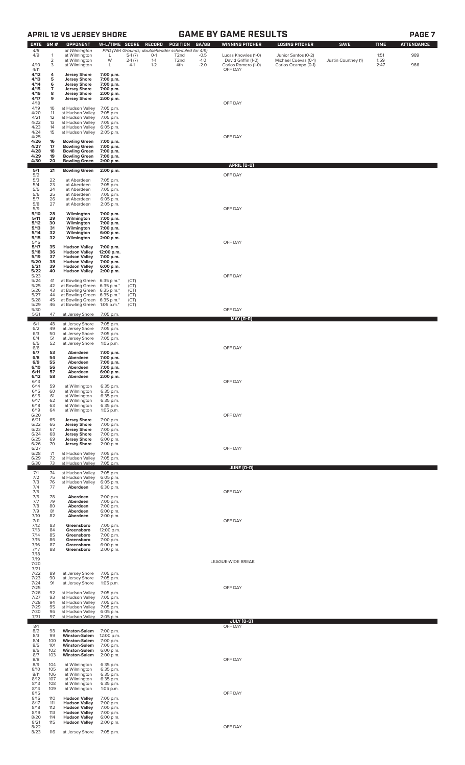## APRIL 12 VS JERSEY SHORE — GAME BY GAME RESULTS

| DATE | GM # | OPPONENT | W-L/TIME | SCORE | RECORD | POSITION | GA/GB | WINNING PITCHER | LOSING PITCHER | SAVE | TIME | ATTENDANCE |
|---|---|---|---|---|---|---|---|---|---|---|---|---|
| 4/8 | | at Wilmington | PPD (Wet Grounds; doubleheader scheduled for 4/9) | | | | | | | | | |
| 4/9 | 1 | at Wilmington | L | 5-1 (7) | 0-1 | T2nd | -0.5 | Lucas Knowles (1-0) | Junior Santos (0-2) | | 1:51 | 989 |
| | 2 | at Wilmington | W | 2-1 (7) | 1-1 | T2nd | -1.0 | David Griffin (1-0) | Michael Cuevas (0-1) | Justin Courtney (1) | 1:59 | |
| 4/10 | 3 | at Wilmington | L | 4-1 | 1-2 | 4th | -2.0 | Carlos Romero (1-0) | Carlos Ocampo (0-1) | | 2:47 | 966 |
| 4/11 | | | | | | | | OFF DAY | | | | |
| 4/12 | 4 | **Jersey Shore** | 7:00 p.m. | | | | | | | | | |
| 4/13 | 5 | **Jersey Shore** | 7:00 p.m. | | | | | | | | | |
| 4/14 | 6 | **Jersey Shore** | 7:00 p.m. | | | | | | | | | |
| 4/15 | 7 | **Jersey Shore** | 7:00 p.m. | | | | | | | | | |
| 4/16 | 8 | **Jersey Shore** | 2:00 p.m. | | | | | | | | | |
| 4/17 | 9 | **Jersey Shore** | 2:00 p.m. | | | | | | | | | |
| 4/18 | | | | | | | | OFF DAY | | | | |
| 4/19 | 10 | at Hudson Valley | 7:05 p.m. | | | | | | | | | |
| 4/20 | 11 | at Hudson Valley | 7:05 p.m. | | | | | | | | | |
| 4/21 | 12 | at Hudson Valley | 7:05 p.m. | | | | | | | | | |
| 4/22 | 13 | at Hudson Valley | 7:05 p.m. | | | | | | | | | |
| 4/23 | 14 | at Hudson Valley | 6:05 p.m. | | | | | | | | | |
| 4/24 | 15 | at Hudson Valley | 2:05 p.m. | | | | | | | | | |
| 4/25 | | | | | | | | OFF DAY | | | | |
| 4/26 | 16 | **Bowling Green** | 7:00 p.m. | | | | | | | | | |
| 4/27 | 17 | **Bowling Green** | 7:00 p.m. | | | | | | | | | |
| 4/28 | 18 | **Bowling Green** | 7:00 p.m. | | | | | | | | | |
| 4/29 | 19 | **Bowling Green** | 7:00 p.m. | | | | | | | | | |
| 4/30 | 20 | **Bowling Green** | 2:00 p.m. | | | | | | | | | |
| | | | | | | | | **APRIL (0-0)** | | | | |
| 5/1 | 21 | **Bowling Green** | 2:00 p.m. | | | | | | | | | |
| 5/2 | | | | | | | | OFF DAY | | | | |
| 5/3 | 22 | at Aberdeen | 7:05 p.m. | | | | | | | | | |
| 5/4 | 23 | at Aberdeen | 7:05 p.m. | | | | | | | | | |
| 5/5 | 24 | at Aberdeen | 7:05 p.m. | | | | | | | | | |
| 5/6 | 25 | at Aberdeen | 7:05 p.m. | | | | | | | | | |
| 5/7 | 26 | at Aberdeen | 6:05 p.m. | | | | | | | | | |
| 5/8 | 27 | at Aberdeen | 2:05 p.m. | | | | | | | | | |
| 5/9 | | | | | | | | OFF DAY | | | | |
| 5/10 | 28 | **Wilmington** | 7:00 p.m. | | | | | | | | | |
| 5/11 | 29 | **Wilmington** | 7:00 p.m. | | | | | | | | | |
| 5/12 | 30 | **Wilmington** | 7:00 p.m. | | | | | | | | | |
| 5/13 | 31 | **Wilmington** | 7:00 p.m. | | | | | | | | | |
| 5/14 | 32 | **Wilmington** | 6:00 p.m. | | | | | | | | | |
| 5/15 | 32 | **Wilmington** | 2:00 p.m. | | | | | | | | | |
| 5/16 | | | | | | | | OFF DAY | | | | |
| 5/17 | 35 | **Hudson Valley** | 7:00 p.m. | | | | | | | | | |
| 5/18 | 36 | **Hudson Valley** | 12:00 p.m. | | | | | | | | | |
| 5/19 | 37 | **Hudson Valley** | 7:00 p.m. | | | | | | | | | |
| 5/20 | 38 | **Hudson Valley** | 7:00 p.m. | | | | | | | | | |
| 5/21 | 39 | **Hudson Valley** | 6:00 p.m. | | | | | | | | | |
| 5/22 | 40 | **Hudson Valley** | 2:00 p.m. | | | | | | | | | |
| 5/23 | | | | | | | | OFF DAY | | | | |
| 5/24 | 41 | at Bowling Green | 6:35 p.m.* | (CT) | | | | | | | | |
| 5/25 | 42 | at Bowling Green | 6:35 p.m.* | (CT) | | | | | | | | |
| 5/26 | 43 | at Bowling Green | 6:35 p.m.* | (CT) | | | | | | | | |
| 5/27 | 44 | at Bowling Green | 6:35 p.m.* | (CT) | | | | | | | | |
| 5/28 | 45 | at Bowling Green | 6:35 p.m.* | (CT) | | | | | | | | |
| 5/29 | 46 | at Bowling Green | 1:05 p.m.* | (CT) | | | | | | | | |
| 5/30 | | | | | | | | OFF DAY | | | | |
| 5/31 | 47 | at Jersey Shore | 7:05 p.m. | | | | | | | | | |
| | | | | | | | | **MAY (0-0)** | | | | |
| 6/1 | 48 | at Jersey Shore | 7:05 p.m. | | | | | | | | | |
| 6/2 | 49 | at Jersey Shore | 7:05 p.m. | | | | | | | | | |
| 6/3 | 50 | at Jersey Shore | 7:05 p.m. | | | | | | | | | |
| 6/4 | 51 | at Jersey Shore | 7:05 p.m. | | | | | | | | | |
| 6/5 | 52 | at Jersey Shore | 1:05 p.m. | | | | | | | | | |
| 6/6 | | | | | | | | OFF DAY | | | | |
| 6/7 | 53 | **Aberdeen** | 7:00 p.m. | | | | | | | | | |
| 6/8 | 54 | **Aberdeen** | 7:00 p.m. | | | | | | | | | |
| 6/9 | 55 | **Aberdeen** | 7:00 p.m. | | | | | | | | | |
| 6/10 | 56 | **Aberdeen** | 7:00 p.m. | | | | | | | | | |
| 6/11 | 57 | **Aberdeen** | 6:00 p.m. | | | | | | | | | |
| 6/12 | 58 | **Aberdeen** | 2:00 p.m. | | | | | | | | | |
| 6/13 | | | | | | | | OFF DAY | | | | |
| 6/14 | 59 | at Wilmington | 6:35 p.m. | | | | | | | | | |
| 6/15 | 60 | at Wilmington | 6:35 p.m. | | | | | | | | | |
| 6/16 | 61 | at Wilmington | 6:35 p.m. | | | | | | | | | |
| 6/17 | 62 | at Wilmington | 6:35 p.m. | | | | | | | | | |
| 6/18 | 63 | at Wilmington | 6:35 p.m. | | | | | | | | | |
| 6/19 | 64 | at Wilmington | 1:05 p.m. | | | | | | | | | |
| 6/20 | | | | | | | | OFF DAY | | | | |
| 6/21 | 65 | **Jersey Shore** | 7:00 p.m. | | | | | | | | | |
| 6/22 | 66 | **Jersey Shore** | 7:00 p.m. | | | | | | | | | |
| 6/23 | 67 | **Jersey Shore** | 7:00 p.m. | | | | | | | | | |
| 6/24 | 68 | **Jersey Shore** | 7:00 p.m. | | | | | | | | | |
| 6/25 | 69 | **Jersey Shore** | 6:00 p.m. | | | | | | | | | |
| 6/26 | 70 | **Jersey Shore** | 2:00 p.m. | | | | | | | | | |
| 6/27 | | | | | | | | OFF DAY | | | | |
| 6/28 | 71 | at Hudson Valley | 7:05 p.m. | | | | | | | | | |
| 6/29 | 72 | at Hudson Valley | 7:05 p.m. | | | | | | | | | |
| 6/30 | 73 | at Hudson Valley | 7:05 p.m. | | | | | | | | | |
| | | | | | | | | **JUNE (0-0)** | | | | |
| 7/1 | 74 | at Hudson Valley | 7:05 p.m. | | | | | | | | | |
| 7/2 | 75 | at Hudson Valley | 6:05 p.m. | | | | | | | | | |
| 7/3 | 76 | at Hudson Valley | 6:05 p.m. | | | | | | | | | |
| 7/4 | 77 | **Aberdeen** | 6:30 p.m. | | | | | | | | | |
| 7/5 | | | | | | | | OFF DAY | | | | |
| 7/6 | 78 | **Aberdeen** | 7:00 p.m. | | | | | | | | | |
| 7/7 | 79 | **Aberdeen** | 7:00 p.m. | | | | | | | | | |
| 7/8 | 80 | **Aberdeen** | 7:00 p.m. | | | | | | | | | |
| 7/9 | 81 | **Aberdeen** | 6:00 p.m. | | | | | | | | | |
| 7/10 | 82 | **Aberdeen** | 2:00 p.m. | | | | | | | | | |
| 7/11 | | | | | | | | OFF DAY | | | | |
| 7/12 | 83 | **Greensboro** | 7:00 p.m. | | | | | | | | | |
| 7/13 | 84 | **Greensboro** | 12:00 p.m. | | | | | | | | | |
| 7/14 | 85 | **Greensboro** | 7:00 p.m. | | | | | | | | | |
| 7/15 | 86 | **Greensboro** | 7:00 p.m. | | | | | | | | | |
| 7/16 | 87 | **Greensboro** | 6:00 p.m. | | | | | | | | | |
| 7/17 | 88 | **Greensboro** | 2:00 p.m. | | | | | | | | | |
| 7/18 | | | | | | | | | | | | |
| 7/19 | | | | | | | | | | | | |
| 7/20 | | | | | | | | LEAGUE-WIDE BREAK | | | | |
| 7/21 | | | | | | | | | | | | |
| 7/22 | 89 | at Jersey Shore | 7:05 p.m. | | | | | | | | | |
| 7/23 | 90 | at Jersey Shore | 7:05 p.m. | | | | | | | | | |
| 7/24 | 91 | at Jersey Shore | 1:05 p.m. | | | | | | | | | |
| 7/25 | | | | | | | | OFF DAY | | | | |
| 7/26 | 92 | at Hudson Valley | 7:05 p.m. | | | | | | | | | |
| 7/27 | 93 | at Hudson Valley | 7:05 p.m. | | | | | | | | | |
| 7/28 | 94 | at Hudson Valley | 7:05 p.m. | | | | | | | | | |
| 7/29 | 95 | at Hudson Valley | 7:05 p.m. | | | | | | | | | |
| 7/30 | 96 | at Hudson Valley | 6:05 p.m. | | | | | | | | | |
| 7/31 | 97 | at Hudson Valley | 2:05 p.m. | | | | | | | | | |
| | | | | | | | | **JULY (0-0)** | | | | |
| 8/1 | | | | | | | | OFF DAY | | | | |
| 8/2 | 98 | **Winston-Salem** | 7:00 p.m. | | | | | | | | | |
| 8/3 | 99 | **Winston-Salem** | 12:00 p.m. | | | | | | | | | |
| 8/4 | 100 | **Winston-Salem** | 7:00 p.m. | | | | | | | | | |
| 8/5 | 101 | **Winston-Salem** | 7:00 p.m. | | | | | | | | | |
| 8/6 | 102 | **Winston-Salem** | 6:00 p.m. | | | | | | | | | |
| 8/7 | 103 | **Winston-Salem** | 2:00 p.m. | | | | | | | | | |
| 8/8 | | | | | | | | OFF DAY | | | | |
| 8/9 | 104 | at Wilmington | 6:35 p.m. | | | | | | | | | |
| 8/10 | 105 | at Wilmington | 6:35 p.m. | | | | | | | | | |
| 8/11 | 106 | at Wilmington | 6:35 p.m. | | | | | | | | | |
| 8/12 | 107 | at Wilmington | 6:35 p.m. | | | | | | | | | |
| 8/13 | 108 | at Wilmington | 6:35 p.m. | | | | | | | | | |
| 8/14 | 109 | at Wilmington | 1:05 p.m. | | | | | | | | | |
| 8/15 | | | | | | | | OFF DAY | | | | |
| 8/16 | 110 | **Hudson Valley** | 7:00 p.m. | | | | | | | | | |
| 8/17 | 111 | **Hudson Valley** | 7:00 p.m. | | | | | | | | | |
| 8/18 | 112 | **Hudson Valley** | 7:00 p.m. | | | | | | | | | |
| 8/19 | 113 | **Hudson Valley** | 7:00 p.m. | | | | | | | | | |
| 8/20 | 114 | **Hudson Valley** | 6:00 p.m. | | | | | | | | | |
| 8/21 | 115 | **Hudson Valley** | 2:00 p.m. | | | | | | | | | |
| 8/22 | | | | | | | | OFF DAY | | | | |
| 8/23 | 116 | at Jersey Shore | 7:05 p.m. | | | | | | | | | |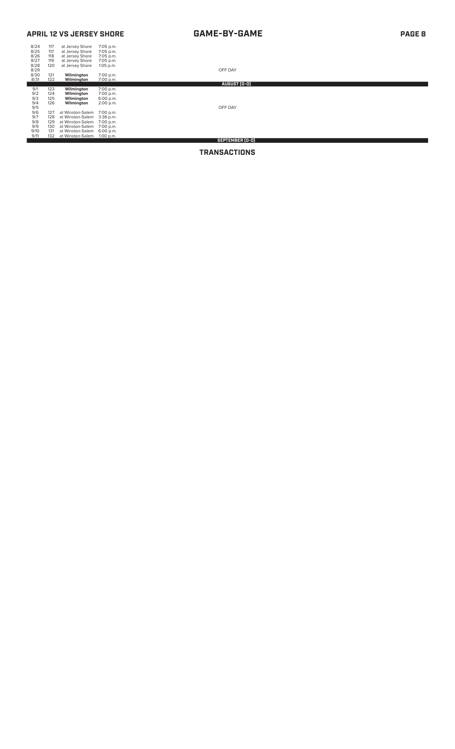## GAME-BY-GAME

| | | | | |
|---|---|---|---|---|
| 8/24 | 117 | at Jersey Shore | 7:05 p.m. | |
| 8/25 | 117 | at Jersey Shore | 7:05 p.m. | |
| 8/26 | 118 | at Jersey Shore | 7:05 p.m. | |
| 8/27 | 119 | at Jersey Shore | 7:05 p.m. | |
| 8/28 | 120 | at Jersey Shore | 1:05 p.m. | |
| 8/29 | | | | OFF DAY |
| 8/30 | 121 | **Wilmington** | 7:00 p.m. | |
| 8/31 | 122 | **Wilmington** | 7:00 p.m. | |
| | | | | **AUGUST (0-0)** |
| 9/1 | 123 | **Wilmington** | 7:00 p.m. | |
| 9/2 | 124 | **Wilmington** | 7:00 p.m. | |
| 9/3 | 125 | **Wilmington** | 6:00 p.m. | |
| 9/4 | 126 | **Wilmington** | 2:00 p.m. | |
| 9/5 | | | | OFF DAY |
| 9/6 | 127 | at Winston-Salem | 7:00 p.m. | |
| 9/7 | 128 | at Winston-Salem | 3:36 p.m. | |
| 9/8 | 129 | at Winston-Salem | 7:00 p.m. | |
| 9/9 | 130 | at Winston-Salem | 7:00 p.m. | |
| 9/10 | 131 | at Winston-Salem | 6:00 p.m. | |
| 9/11 | 132 | at Winston-Salem | 1:00 p.m. | |
| | | | | **SEPTEMBER (0-0)** |

## TRANSACTIONS